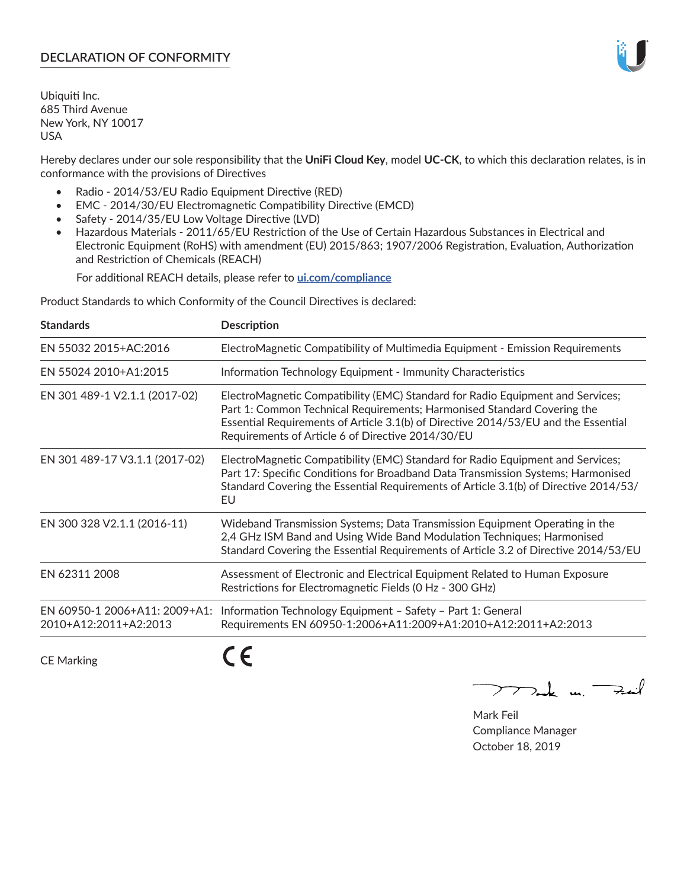# DECLARATION OF CONFORMITY

Ubiquiti Inc.
685 Third Avenue
New York, NY 10017
USA

Hereby declares under our sole responsibility that the **UniFi Cloud Key**, model **UC-CK**, to which this declaration relates, is in conformance with the provisions of Directives

- Radio - 2014/53/EU Radio Equipment Directive (RED)
- EMC - 2014/30/EU Electromagnetic Compatibility Directive (EMCD)
- Safety - 2014/35/EU Low Voltage Directive (LVD)
- Hazardous Materials - 2011/65/EU Restriction of the Use of Certain Hazardous Substances in Electrical and Electronic Equipment (RoHS) with amendment (EU) 2015/863; 1907/2006 Registration, Evaluation, Authorization and Restriction of Chemicals (REACH)

  For additional REACH details, please refer to **ui.com/compliance**

Product Standards to which Conformity of the Council Directives is declared:

| Standards | Description |
|---|---|
| EN 55032 2015+AC:2016 | ElectroMagnetic Compatibility of Multimedia Equipment - Emission Requirements |
| EN 55024 2010+A1:2015 | Information Technology Equipment - Immunity Characteristics |
| EN 301 489-1 V2.1.1 (2017-02) | ElectroMagnetic Compatibility (EMC) Standard for Radio Equipment and Services; Part 1: Common Technical Requirements; Harmonised Standard Covering the Essential Requirements of Article 3.1(b) of Directive 2014/53/EU and the Essential Requirements of Article 6 of Directive 2014/30/EU |
| EN 301 489-17 V3.1.1 (2017-02) | ElectroMagnetic Compatibility (EMC) Standard for Radio Equipment and Services; Part 17: Specific Conditions for Broadband Data Transmission Systems; Harmonised Standard Covering the Essential Requirements of Article 3.1(b) of Directive 2014/53/EU |
| EN 300 328 V2.1.1 (2016-11) | Wideband Transmission Systems; Data Transmission Equipment Operating in the 2,4 GHz ISM Band and Using Wide Band Modulation Techniques; Harmonised Standard Covering the Essential Requirements of Article 3.2 of Directive 2014/53/EU |
| EN 62311 2008 | Assessment of Electronic and Electrical Equipment Related to Human Exposure Restrictions for Electromagnetic Fields (0 Hz - 300 GHz) |
| EN 60950-1 2006+A11: 2009+A1: 2010+A12:2011+A2:2013 | Information Technology Equipment – Safety – Part 1: General Requirements EN 60950-1:2006+A11:2009+A1:2010+A12:2011+A2:2013 |

CE Marking CE

Mark Feil
Compliance Manager
October 18, 2019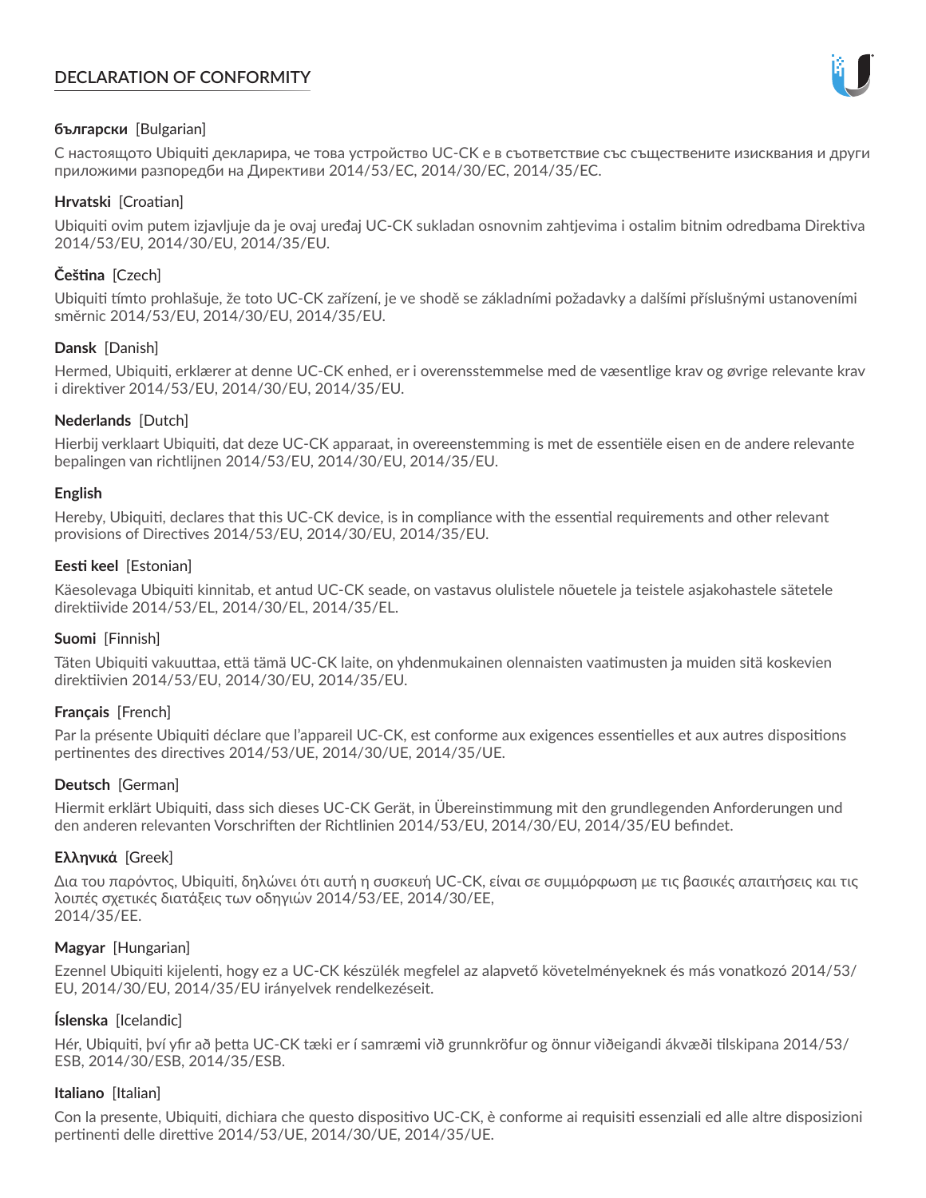# DECLARATION OF CONFORMITY

**български** [Bulgarian]

С настоящото Ubiquiti декларира, че това устройство UC-CK е в съответствие със съществените изисквания и други приложими разпоредби на Директиви 2014/53/EC, 2014/30/EC, 2014/35/EC.

**Hrvatski** [Croatian]

Ubiquiti ovim putem izjavljuje da je ovaj uređaj UC-CK sukladan osnovnim zahtjevima i ostalim bitnim odredbama Direktiva 2014/53/EU, 2014/30/EU, 2014/35/EU.

**Čeština** [Czech]

Ubiquiti tímto prohlašuje, že toto UC-CK zařízení, je ve shodě se základními požadavky a dalšími příslušnými ustanoveními směrnic 2014/53/EU, 2014/30/EU, 2014/35/EU.

**Dansk** [Danish]

Hermed, Ubiquiti, erklærer at denne UC-CK enhed, er i overensstemmelse med de væsentlige krav og øvrige relevante krav i direktiver 2014/53/EU, 2014/30/EU, 2014/35/EU.

**Nederlands** [Dutch]

Hierbij verklaart Ubiquiti, dat deze UC-CK apparaat, in overeenstemming is met de essentiële eisen en de andere relevante bepalingen van richtlijnen 2014/53/EU, 2014/30/EU, 2014/35/EU.

**English**

Hereby, Ubiquiti, declares that this UC-CK device, is in compliance with the essential requirements and other relevant provisions of Directives 2014/53/EU, 2014/30/EU, 2014/35/EU.

**Eesti keel** [Estonian]

Käesolevaga Ubiquiti kinnitab, et antud UC-CK seade, on vastavus olulistele nõuetele ja teistele asjakohastele sätetele direktiivide 2014/53/EL, 2014/30/EL, 2014/35/EL.

**Suomi** [Finnish]

Täten Ubiquiti vakuuttaa, että tämä UC-CK laite, on yhdenmukainen olennaisten vaatimusten ja muiden sitä koskevien direktiivien 2014/53/EU, 2014/30/EU, 2014/35/EU.

**Français** [French]

Par la présente Ubiquiti déclare que l'appareil UC-CK, est conforme aux exigences essentielles et aux autres dispositions pertinentes des directives 2014/53/UE, 2014/30/UE, 2014/35/UE.

**Deutsch** [German]

Hiermit erklärt Ubiquiti, dass sich dieses UC-CK Gerät, in Übereinstimmung mit den grundlegenden Anforderungen und den anderen relevanten Vorschriften der Richtlinien 2014/53/EU, 2014/30/EU, 2014/35/EU befindet.

**Ελληνικά** [Greek]

Δια του παρόντος, Ubiquiti, δηλώνει ότι αυτή η συσκευή UC-CK, είναι σε συμμόρφωση με τις βασικές απαιτήσεις και τις λοιπές σχετικές διατάξεις των οδηγιών 2014/53/EE, 2014/30/EE, 2014/35/EE.

**Magyar** [Hungarian]

Ezennel Ubiquiti kijelenti, hogy ez a UC-CK készülék megfelel az alapvető követelményeknek és más vonatkozó 2014/53/EU, 2014/30/EU, 2014/35/EU irányelvek rendelkezéseit.

**Íslenska** [Icelandic]

Hér, Ubiquiti, því yfir að þetta UC-CK tæki er í samræmi við grunnkröfur og önnur viðeigandi ákvæði tilskipana 2014/53/ESB, 2014/30/ESB, 2014/35/ESB.

**Italiano** [Italian]

Con la presente, Ubiquiti, dichiara che questo dispositivo UC-CK, è conforme ai requisiti essenziali ed alle altre disposizioni pertinenti delle direttive 2014/53/UE, 2014/30/UE, 2014/35/UE.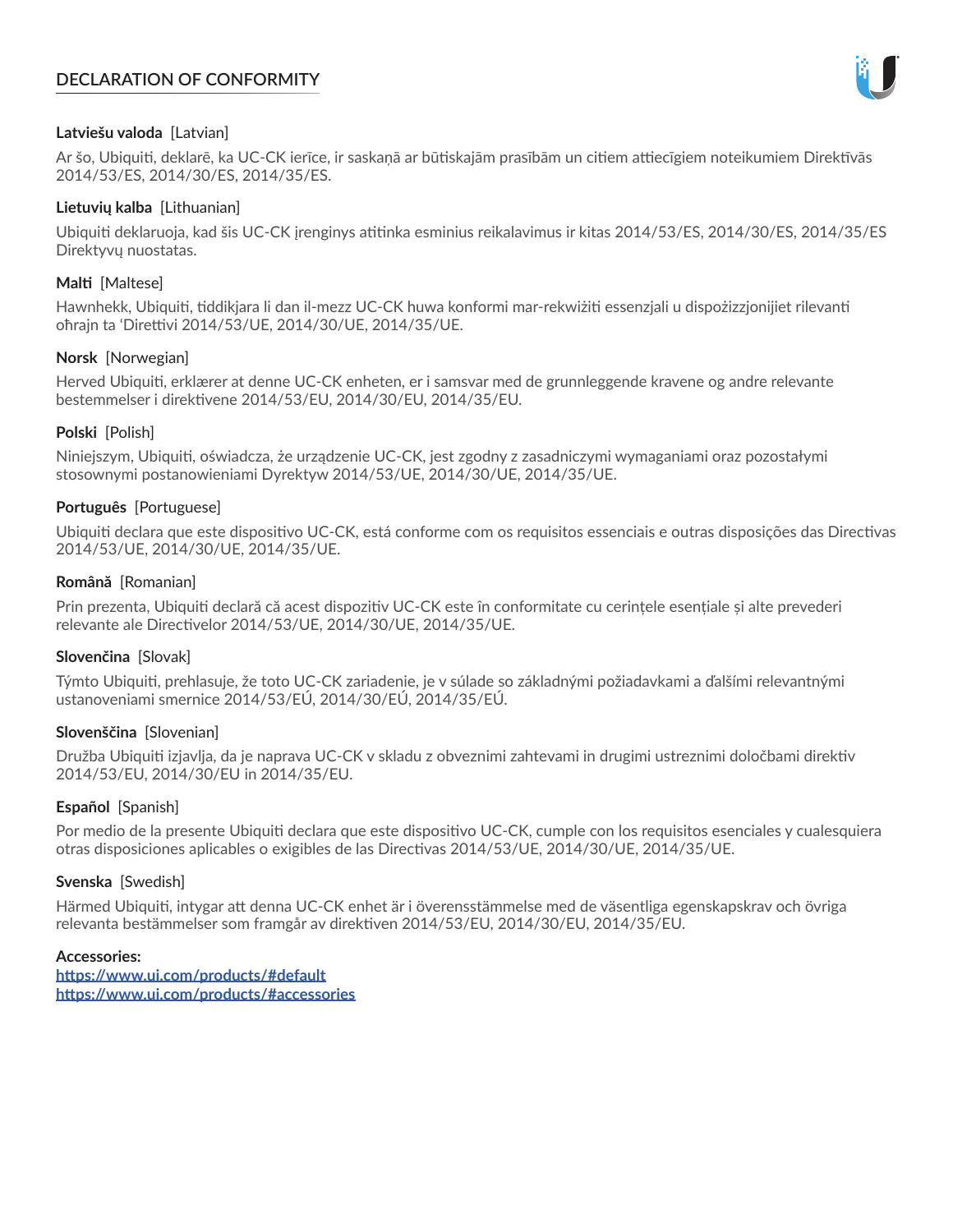**Latviešu valoda** [Latvian]

Ar šo, Ubiquiti, deklarē, ka UC-CK ierīce, ir saskaņā ar būtiskajām prasībām un citiem attiecīgiem noteikumiem Direktīvās 2014/53/ES, 2014/30/ES, 2014/35/ES.

**Lietuvių kalba** [Lithuanian]

Ubiquiti deklaruoja, kad šis UC-CK įrenginys atitinka esminius reikalavimus ir kitas 2014/53/ES, 2014/30/ES, 2014/35/ES Direktyvų nuostatas.

**Malti** [Maltese]

Hawnhekk, Ubiquiti, tiddikjara li dan il-mezz UC-CK huwa konformi mar-rekwiżiti essenzjali u dispożizzjonijiet rilevanti oħrajn ta 'Direttivi 2014/53/UE, 2014/30/UE, 2014/35/UE.

**Norsk** [Norwegian]

Herved Ubiquiti, erklærer at denne UC-CK enheten, er i samsvar med de grunnleggende kravene og andre relevante bestemmelser i direktivene 2014/53/EU, 2014/30/EU, 2014/35/EU.

**Polski** [Polish]

Niniejszym, Ubiquiti, oświadcza, że urządzenie UC-CK, jest zgodny z zasadniczymi wymaganiami oraz pozostałymi stosownymi postanowieniami Dyrektyw 2014/53/UE, 2014/30/UE, 2014/35/UE.

**Português** [Portuguese]

Ubiquiti declara que este dispositivo UC-CK, está conforme com os requisitos essenciais e outras disposições das Directivas 2014/53/UE, 2014/30/UE, 2014/35/UE.

**Română** [Romanian]

Prin prezenta, Ubiquiti declară că acest dispozitiv UC-CK este în conformitate cu cerințele esențiale și alte prevederi relevante ale Directivelor 2014/53/UE, 2014/30/UE, 2014/35/UE.

**Slovenčina** [Slovak]

Týmto Ubiquiti, prehlasuje, že toto UC-CK zariadenie, je v súlade so základnými požiadavkami a ďalšími relevantnými ustanoveniami smernice 2014/53/EÚ, 2014/30/EÚ, 2014/35/EÚ.

**Slovenščina** [Slovenian]

Družba Ubiquiti izjavlja, da je naprava UC-CK v skladu z obveznimi zahtevami in drugimi ustreznimi določbami direktiv 2014/53/EU, 2014/30/EU in 2014/35/EU.

**Español** [Spanish]

Por medio de la presente Ubiquiti declara que este dispositivo UC-CK, cumple con los requisitos esenciales y cualesquiera otras disposiciones aplicables o exigibles de las Directivas 2014/53/UE, 2014/30/UE, 2014/35/UE.

**Svenska** [Swedish]

Härmed Ubiquiti, intygar att denna UC-CK enhet är i överensstämmelse med de väsentliga egenskapskrav och övriga relevanta bestämmelser som framgår av direktiven 2014/53/EU, 2014/30/EU, 2014/35/EU.

**Accessories:**
[https://www.ui.com/products/#default](https://www.ui.com/products/#default)
[https://www.ui.com/products/#accessories](https://www.ui.com/products/#accessories)